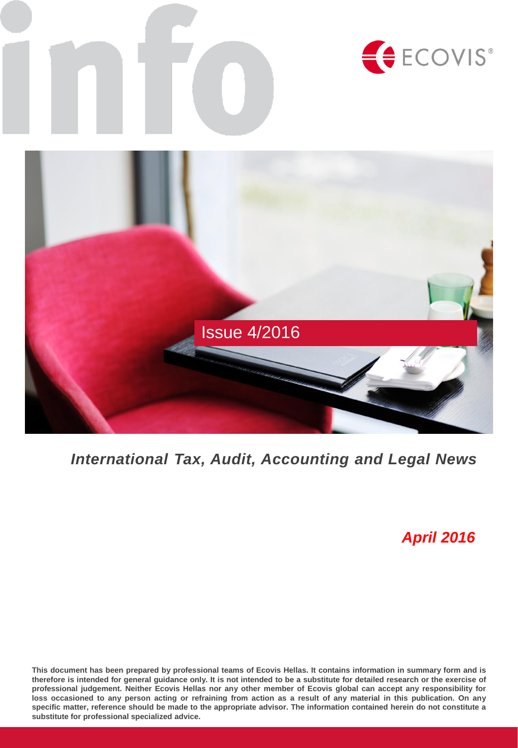# info

ECOVIS®

Issue 4/2016

***International Tax, Audit, Accounting and Legal News***

***April 2016***

**This document has been prepared by professional teams of Ecovis Hellas. It contains information in summary form and is therefore is intended for general guidance only. It is not intended to be a substitute for detailed research or the exercise of professional judgement. Neither Ecovis Hellas nor any other member of Ecovis global can accept any responsibility for loss occasioned to any person acting or refraining from action as a result of any material in this publication. On any specific matter, reference should be made to the appropriate advisor. The information contained herein do not constitute a substitute for professional specialized advice.**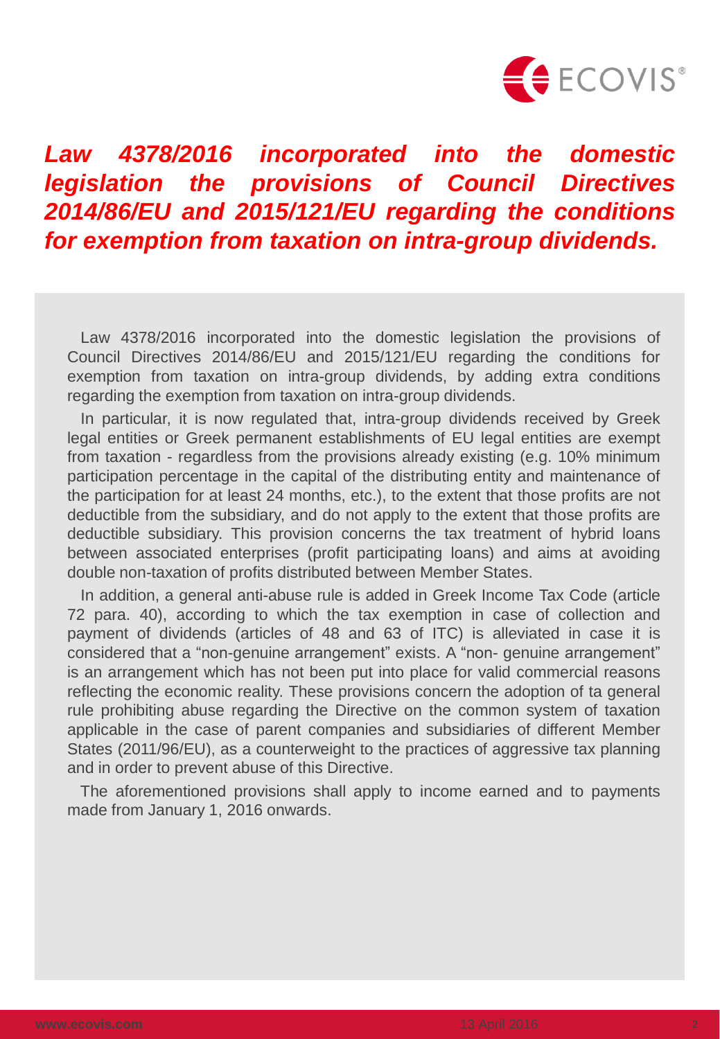# *Law 4378/2016 incorporated into the domestic legislation the provisions of Council Directives 2014/86/EU and 2015/121/EU regarding the conditions for exemption from taxation on intra-group dividends.*

Law 4378/2016 incorporated into the domestic legislation the provisions of Council Directives 2014/86/EU and 2015/121/EU regarding the conditions for exemption from taxation on intra-group dividends, by adding extra conditions regarding the exemption from taxation on intra-group dividends.

In particular, it is now regulated that, intra-group dividends received by Greek legal entities or Greek permanent establishments of EU legal entities are exempt from taxation - regardless from the provisions already existing (e.g. 10% minimum participation percentage in the capital of the distributing entity and maintenance of the participation for at least 24 months, etc.), to the extent that those profits are not deductible from the subsidiary, and do not apply to the extent that those profits are deductible subsidiary. This provision concerns the tax treatment of hybrid loans between associated enterprises (profit participating loans) and aims at avoiding double non-taxation of profits distributed between Member States.

In addition, a general anti-abuse rule is added in Greek Income Tax Code (article 72 para. 40), according to which the tax exemption in case of collection and payment of dividends (articles of 48 and 63 of ITC) is alleviated in case it is considered that a "non-genuine arrangement" exists. A "non- genuine arrangement" is an arrangement which has not been put into place for valid commercial reasons reflecting the economic reality. These provisions concern the adoption of ta general rule prohibiting abuse regarding the Directive on the common system of taxation applicable in the case of parent companies and subsidiaries of different Member States (2011/96/EU), as a counterweight to the practices of aggressive tax planning and in order to prevent abuse of this Directive.

The aforementioned provisions shall apply to income earned and to payments made from January 1, 2016 onwards.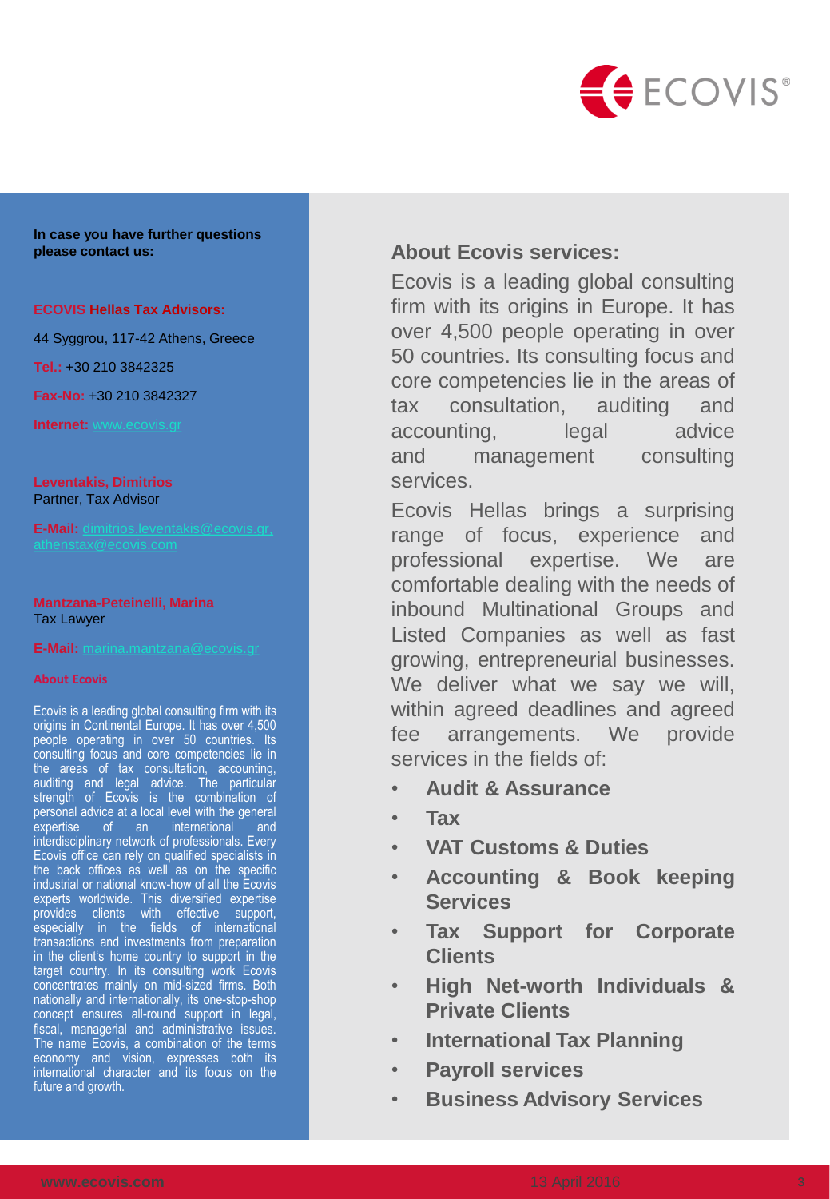**In case you have further questions please contact us:**

**ECOVIS Hellas Tax Advisors:**

44 Syggrou, 117-42 Athens, Greece

Tel.: +30 210 3842325

Fax-No: +30 210 3842327

Internet: www.ecovis.gr

**Leventakis, Dimitrios**
Partner, Tax Advisor

E-Mail: dimitrios.leventakis@ecovis.gr, athenstax@ecovis.com

**Mantzana-Peteinelli, Marina**
Tax Lawyer

E-Mail: marina.mantzana@ecovis.gr

**About Ecovis**

Ecovis is a leading global consulting firm with its origins in Continental Europe. It has over 4,500 people operating in over 50 countries. Its consulting focus and core competencies lie in the areas of tax consultation, accounting, auditing and legal advice. The particular strength of Ecovis is the combination of personal advice at a local level with the general expertise of an international and interdisciplinary network of professionals. Every Ecovis office can rely on qualified specialists in the back offices as well as on the specific industrial or national know-how of all the Ecovis experts worldwide. This diversified expertise provides clients with effective support, especially in the fields of international transactions and investments from preparation in the client's home country to support in the target country. In its consulting work Ecovis concentrates mainly on mid-sized firms. Both nationally and internationally, its one-stop-shop concept ensures all-round support in legal, fiscal, managerial and administrative issues. The name Ecovis, a combination of the terms economy and vision, expresses both its international character and its focus on the future and growth.

## About Ecovis services:

Ecovis is a leading global consulting firm with its origins in Europe. It has over 4,500 people operating in over 50 countries. Its consulting focus and core competencies lie in the areas of tax consultation, auditing and accounting, legal advice and management consulting services.

Ecovis Hellas brings a surprising range of focus, experience and professional expertise. We are comfortable dealing with the needs of inbound Multinational Groups and Listed Companies as well as fast growing, entrepreneurial businesses. We deliver what we say we will, within agreed deadlines and agreed fee arrangements. We provide services in the fields of:

- **Audit & Assurance**
- **Tax**
- **VAT Customs & Duties**
- **Accounting & Book keeping Services**
- **Tax Support for Corporate Clients**
- **High Net-worth Individuals & Private Clients**
- **International Tax Planning**
- **Payroll services**
- **Business Advisory Services**

www.ecovis.com 13 April 2016